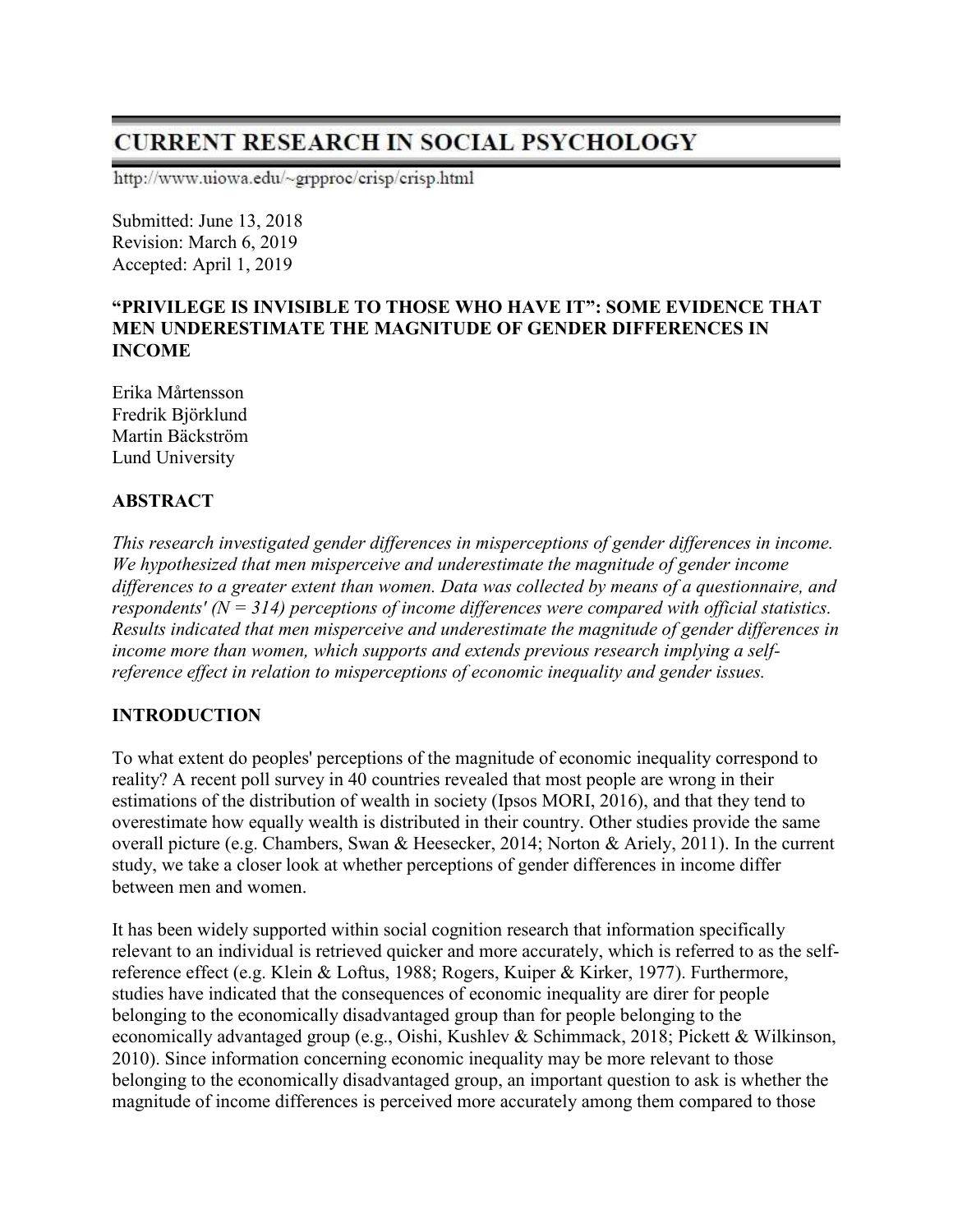# CURRENT RESEARCH IN SOCIAL PSYCHOLOGY

http://www.uiowa.edu/~grpproc/crisp/crisp.html

Submitted: June 13, 2018
Revision: March 6, 2019
Accepted: April 1, 2019

## "PRIVILEGE IS INVISIBLE TO THOSE WHO HAVE IT": SOME EVIDENCE THAT MEN UNDERESTIMATE THE MAGNITUDE OF GENDER DIFFERENCES IN INCOME

Erika Mårtensson
Fredrik Björklund
Martin Bäckström
Lund University

### ABSTRACT

*This research investigated gender differences in misperceptions of gender differences in income. We hypothesized that men misperceive and underestimate the magnitude of gender income differences to a greater extent than women. Data was collected by means of a questionnaire, and respondents' (N = 314) perceptions of income differences were compared with official statistics. Results indicated that men misperceive and underestimate the magnitude of gender differences in income more than women, which supports and extends previous research implying a self-reference effect in relation to misperceptions of economic inequality and gender issues.*

### INTRODUCTION

To what extent do peoples' perceptions of the magnitude of economic inequality correspond to reality? A recent poll survey in 40 countries revealed that most people are wrong in their estimations of the distribution of wealth in society (Ipsos MORI, 2016), and that they tend to overestimate how equally wealth is distributed in their country. Other studies provide the same overall picture (e.g. Chambers, Swan & Heesecker, 2014; Norton & Ariely, 2011). In the current study, we take a closer look at whether perceptions of gender differences in income differ between men and women.

It has been widely supported within social cognition research that information specifically relevant to an individual is retrieved quicker and more accurately, which is referred to as the self-reference effect (e.g. Klein & Loftus, 1988; Rogers, Kuiper & Kirker, 1977). Furthermore, studies have indicated that the consequences of economic inequality are direr for people belonging to the economically disadvantaged group than for people belonging to the economically advantaged group (e.g., Oishi, Kushlev & Schimmack, 2018; Pickett & Wilkinson, 2010). Since information concerning economic inequality may be more relevant to those belonging to the economically disadvantaged group, an important question to ask is whether the magnitude of income differences is perceived more accurately among them compared to those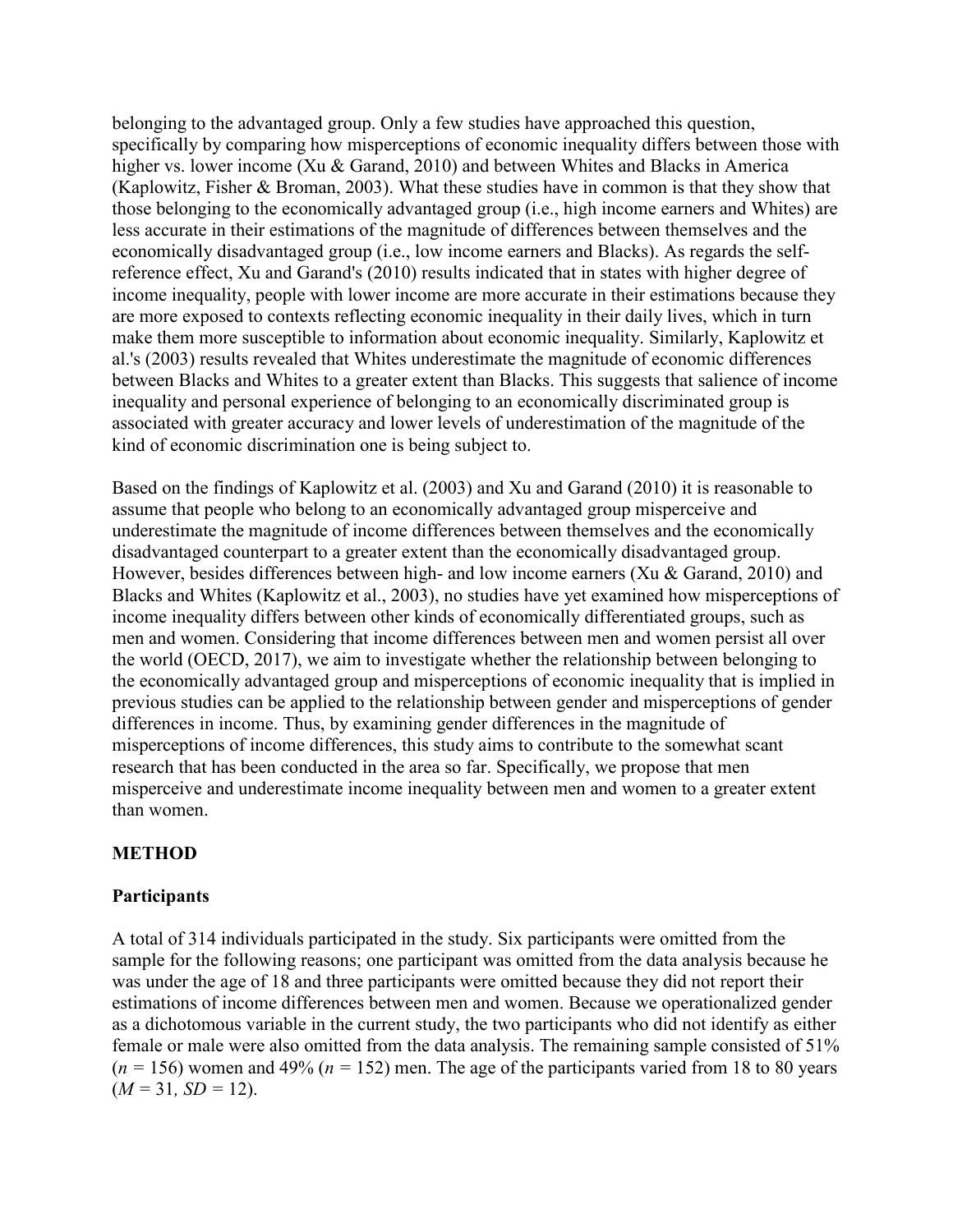belonging to the advantaged group. Only a few studies have approached this question, specifically by comparing how misperceptions of economic inequality differs between those with higher vs. lower income (Xu & Garand, 2010) and between Whites and Blacks in America (Kaplowitz, Fisher & Broman, 2003). What these studies have in common is that they show that those belonging to the economically advantaged group (i.e., high income earners and Whites) are less accurate in their estimations of the magnitude of differences between themselves and the economically disadvantaged group (i.e., low income earners and Blacks). As regards the self-reference effect, Xu and Garand's (2010) results indicated that in states with higher degree of income inequality, people with lower income are more accurate in their estimations because they are more exposed to contexts reflecting economic inequality in their daily lives, which in turn make them more susceptible to information about economic inequality. Similarly, Kaplowitz et al.'s (2003) results revealed that Whites underestimate the magnitude of economic differences between Blacks and Whites to a greater extent than Blacks. This suggests that salience of income inequality and personal experience of belonging to an economically discriminated group is associated with greater accuracy and lower levels of underestimation of the magnitude of the kind of economic discrimination one is being subject to.

Based on the findings of Kaplowitz et al. (2003) and Xu and Garand (2010) it is reasonable to assume that people who belong to an economically advantaged group misperceive and underestimate the magnitude of income differences between themselves and the economically disadvantaged counterpart to a greater extent than the economically disadvantaged group. However, besides differences between high- and low income earners (Xu & Garand, 2010) and Blacks and Whites (Kaplowitz et al., 2003), no studies have yet examined how misperceptions of income inequality differs between other kinds of economically differentiated groups, such as men and women. Considering that income differences between men and women persist all over the world (OECD, 2017), we aim to investigate whether the relationship between belonging to the economically advantaged group and misperceptions of economic inequality that is implied in previous studies can be applied to the relationship between gender and misperceptions of gender differences in income. Thus, by examining gender differences in the magnitude of misperceptions of income differences, this study aims to contribute to the somewhat scant research that has been conducted in the area so far. Specifically, we propose that men misperceive and underestimate income inequality between men and women to a greater extent than women.

## METHOD

### Participants

A total of 314 individuals participated in the study. Six participants were omitted from the sample for the following reasons; one participant was omitted from the data analysis because he was under the age of 18 and three participants were omitted because they did not report their estimations of income differences between men and women. Because we operationalized gender as a dichotomous variable in the current study, the two participants who did not identify as either female or male were also omitted from the data analysis. The remaining sample consisted of 51% ($n$ = 156) women and 49% ($n$ = 152) men. The age of the participants varied from 18 to 80 years ($M$ = 31, $SD$ = 12).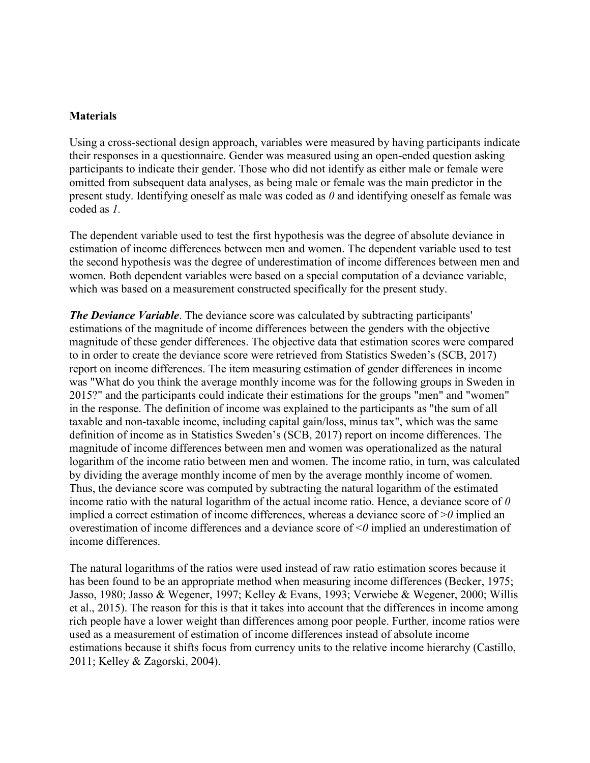**Materials**

Using a cross-sectional design approach, variables were measured by having participants indicate their responses in a questionnaire. Gender was measured using an open-ended question asking participants to indicate their gender. Those who did not identify as either male or female were omitted from subsequent data analyses, as being male or female was the main predictor in the present study. Identifying oneself as male was coded as *0* and identifying oneself as female was coded as *1*.

The dependent variable used to test the first hypothesis was the degree of absolute deviance in estimation of income differences between men and women. The dependent variable used to test the second hypothesis was the degree of underestimation of income differences between men and women. Both dependent variables were based on a special computation of a deviance variable, which was based on a measurement constructed specifically for the present study.

***The Deviance Variable***. The deviance score was calculated by subtracting participants' estimations of the magnitude of income differences between the genders with the objective magnitude of these gender differences. The objective data that estimation scores were compared to in order to create the deviance score were retrieved from Statistics Sweden's (SCB, 2017) report on income differences. The item measuring estimation of gender differences in income was "What do you think the average monthly income was for the following groups in Sweden in 2015?" and the participants could indicate their estimations for the groups "men" and "women" in the response. The definition of income was explained to the participants as "the sum of all taxable and non-taxable income, including capital gain/loss, minus tax", which was the same definition of income as in Statistics Sweden's (SCB, 2017) report on income differences. The magnitude of income differences between men and women was operationalized as the natural logarithm of the income ratio between men and women. The income ratio, in turn, was calculated by dividing the average monthly income of men by the average monthly income of women. Thus, the deviance score was computed by subtracting the natural logarithm of the estimated income ratio with the natural logarithm of the actual income ratio. Hence, a deviance score of *0* implied a correct estimation of income differences, whereas a deviance score of *>0* implied an overestimation of income differences and a deviance score of *<0* implied an underestimation of income differences.

The natural logarithms of the ratios were used instead of raw ratio estimation scores because it has been found to be an appropriate method when measuring income differences (Becker, 1975; Jasso, 1980; Jasso & Wegener, 1997; Kelley & Evans, 1993; Verwiebe & Wegener, 2000; Willis et al., 2015). The reason for this is that it takes into account that the differences in income among rich people have a lower weight than differences among poor people. Further, income ratios were used as a measurement of estimation of income differences instead of absolute income estimations because it shifts focus from currency units to the relative income hierarchy (Castillo, 2011; Kelley & Zagorski, 2004).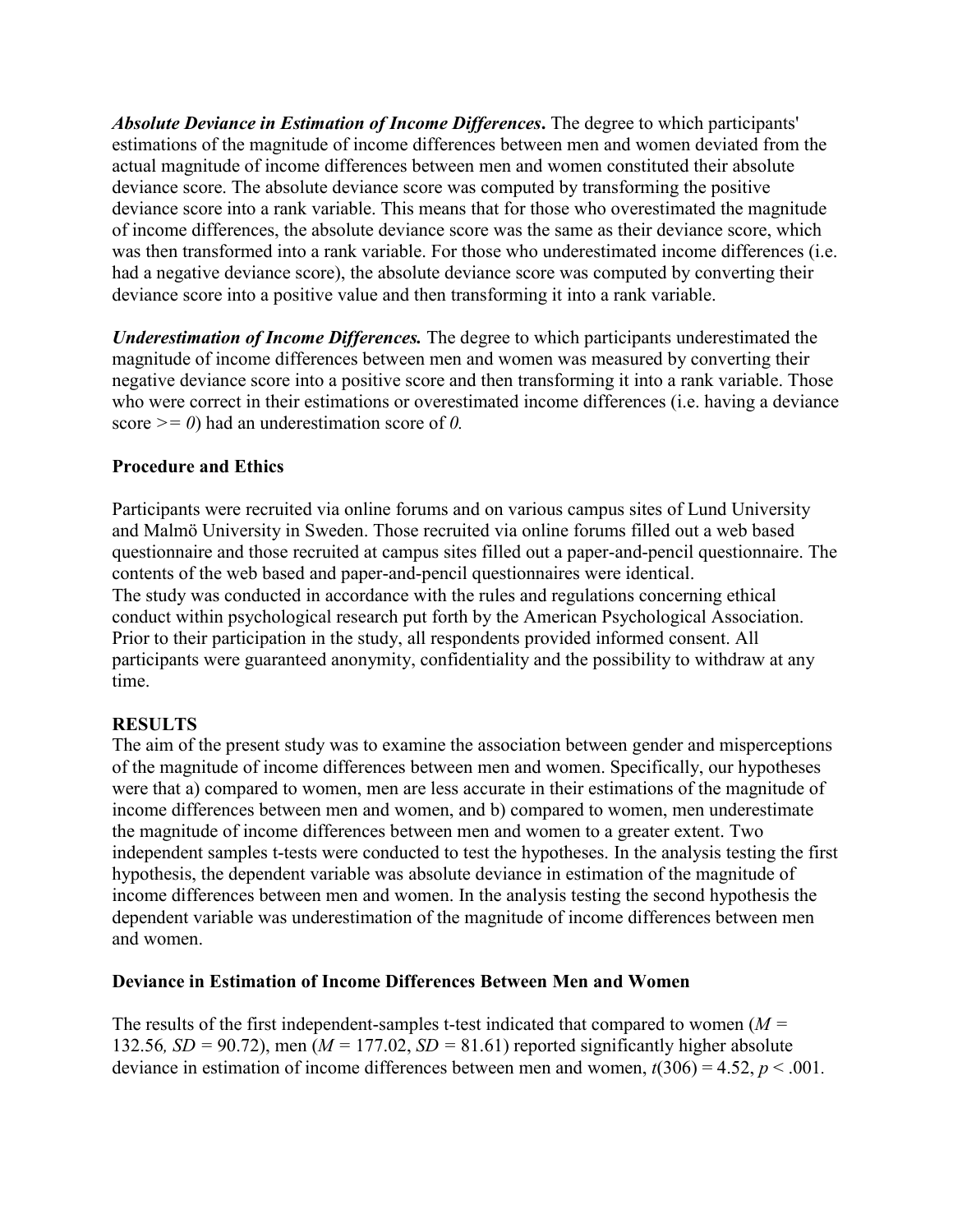***Absolute Deviance in Estimation of Income Differences*.** The degree to which participants' estimations of the magnitude of income differences between men and women deviated from the actual magnitude of income differences between men and women constituted their absolute deviance score. The absolute deviance score was computed by transforming the positive deviance score into a rank variable. This means that for those who overestimated the magnitude of income differences, the absolute deviance score was the same as their deviance score, which was then transformed into a rank variable. For those who underestimated income differences (i.e. had a negative deviance score), the absolute deviance score was computed by converting their deviance score into a positive value and then transforming it into a rank variable.

***Underestimation of Income Differences.*** The degree to which participants underestimated the magnitude of income differences between men and women was measured by converting their negative deviance score into a positive score and then transforming it into a rank variable. Those who were correct in their estimations or overestimated income differences (i.e. having a deviance score $>= 0$) had an underestimation score of *0.*

## Procedure and Ethics

Participants were recruited via online forums and on various campus sites of Lund University and Malmö University in Sweden. Those recruited via online forums filled out a web based questionnaire and those recruited at campus sites filled out a paper-and-pencil questionnaire. The contents of the web based and paper-and-pencil questionnaires were identical.
The study was conducted in accordance with the rules and regulations concerning ethical conduct within psychological research put forth by the American Psychological Association. Prior to their participation in the study, all respondents provided informed consent. All participants were guaranteed anonymity, confidentiality and the possibility to withdraw at any time.

## RESULTS

The aim of the present study was to examine the association between gender and misperceptions of the magnitude of income differences between men and women. Specifically, our hypotheses were that a) compared to women, men are less accurate in their estimations of the magnitude of income differences between men and women, and b) compared to women, men underestimate the magnitude of income differences between men and women to a greater extent. Two independent samples t-tests were conducted to test the hypotheses. In the analysis testing the first hypothesis, the dependent variable was absolute deviance in estimation of the magnitude of income differences between men and women. In the analysis testing the second hypothesis the dependent variable was underestimation of the magnitude of income differences between men and women.

### Deviance in Estimation of Income Differences Between Men and Women

The results of the first independent-samples t-test indicated that compared to women ($M$ = 132.56, $SD$ = 90.72), men ($M$ = 177.02, $SD$ = 81.61) reported significantly higher absolute deviance in estimation of income differences between men and women, $t(306) = 4.52$, $p < .001$.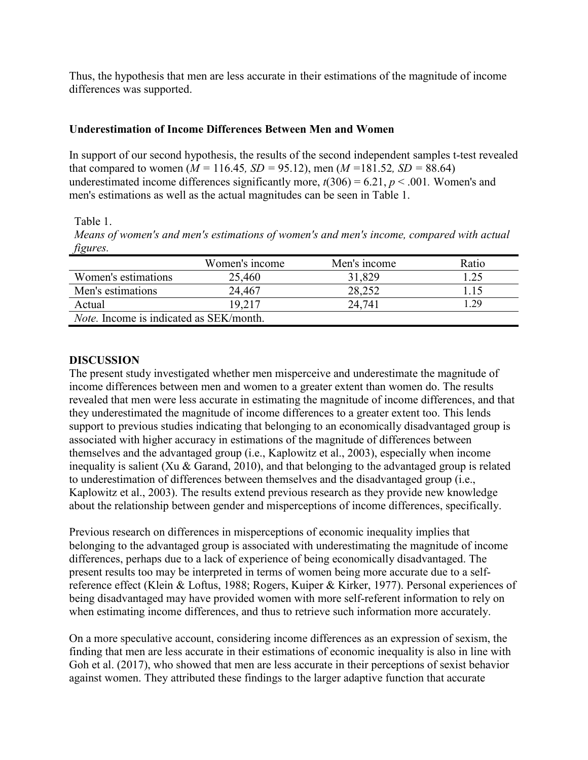Thus, the hypothesis that men are less accurate in their estimations of the magnitude of income differences was supported.

### Underestimation of Income Differences Between Men and Women

In support of our second hypothesis, the results of the second independent samples t-test revealed that compared to women ($M$ = 116.45, $SD$ = 95.12), men ($M$ =181.52, $SD$ = 88.64) underestimated income differences significantly more, $t(306) = 6.21$, $p < .001$. Women's and men's estimations as well as the actual magnitudes can be seen in Table 1.

Table 1.
*Means of women's and men's estimations of women's and men's income, compared with actual figures.*

| | Women's income | Men's income | Ratio |
|---|---|---|---|
| Women's estimations | 25,460 | 31,829 | 1.25 |
| Men's estimations | 24,467 | 28,252 | 1.15 |
| Actual | 19,217 | 24,741 | 1.29 |

*Note.* Income is indicated as SEK/month.

## DISCUSSION

The present study investigated whether men misperceive and underestimate the magnitude of income differences between men and women to a greater extent than women do. The results revealed that men were less accurate in estimating the magnitude of income differences, and that they underestimated the magnitude of income differences to a greater extent too. This lends support to previous studies indicating that belonging to an economically disadvantaged group is associated with higher accuracy in estimations of the magnitude of differences between themselves and the advantaged group (i.e., Kaplowitz et al., 2003), especially when income inequality is salient (Xu & Garand, 2010), and that belonging to the advantaged group is related to underestimation of differences between themselves and the disadvantaged group (i.e., Kaplowitz et al., 2003). The results extend previous research as they provide new knowledge about the relationship between gender and misperceptions of income differences, specifically.

Previous research on differences in misperceptions of economic inequality implies that belonging to the advantaged group is associated with underestimating the magnitude of income differences, perhaps due to a lack of experience of being economically disadvantaged. The present results too may be interpreted in terms of women being more accurate due to a self-reference effect (Klein & Loftus, 1988; Rogers, Kuiper & Kirker, 1977). Personal experiences of being disadvantaged may have provided women with more self-referent information to rely on when estimating income differences, and thus to retrieve such information more accurately.

On a more speculative account, considering income differences as an expression of sexism, the finding that men are less accurate in their estimations of economic inequality is also in line with Goh et al. (2017), who showed that men are less accurate in their perceptions of sexist behavior against women. They attributed these findings to the larger adaptive function that accurate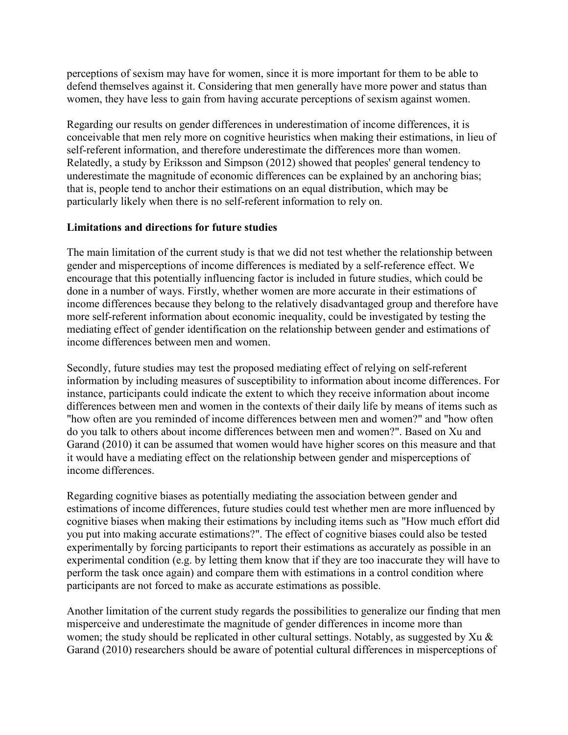perceptions of sexism may have for women, since it is more important for them to be able to defend themselves against it. Considering that men generally have more power and status than women, they have less to gain from having accurate perceptions of sexism against women.

Regarding our results on gender differences in underestimation of income differences, it is conceivable that men rely more on cognitive heuristics when making their estimations, in lieu of self-referent information, and therefore underestimate the differences more than women. Relatedly, a study by Eriksson and Simpson (2012) showed that peoples' general tendency to underestimate the magnitude of economic differences can be explained by an anchoring bias; that is, people tend to anchor their estimations on an equal distribution, which may be particularly likely when there is no self-referent information to rely on.

**Limitations and directions for future studies**

The main limitation of the current study is that we did not test whether the relationship between gender and misperceptions of income differences is mediated by a self-reference effect. We encourage that this potentially influencing factor is included in future studies, which could be done in a number of ways. Firstly, whether women are more accurate in their estimations of income differences because they belong to the relatively disadvantaged group and therefore have more self-referent information about economic inequality, could be investigated by testing the mediating effect of gender identification on the relationship between gender and estimations of income differences between men and women.

Secondly, future studies may test the proposed mediating effect of relying on self-referent information by including measures of susceptibility to information about income differences. For instance, participants could indicate the extent to which they receive information about income differences between men and women in the contexts of their daily life by means of items such as "how often are you reminded of income differences between men and women?" and "how often do you talk to others about income differences between men and women?". Based on Xu and Garand (2010) it can be assumed that women would have higher scores on this measure and that it would have a mediating effect on the relationship between gender and misperceptions of income differences.

Regarding cognitive biases as potentially mediating the association between gender and estimations of income differences, future studies could test whether men are more influenced by cognitive biases when making their estimations by including items such as "How much effort did you put into making accurate estimations?". The effect of cognitive biases could also be tested experimentally by forcing participants to report their estimations as accurately as possible in an experimental condition (e.g. by letting them know that if they are too inaccurate they will have to perform the task once again) and compare them with estimations in a control condition where participants are not forced to make as accurate estimations as possible.

Another limitation of the current study regards the possibilities to generalize our finding that men misperceive and underestimate the magnitude of gender differences in income more than women; the study should be replicated in other cultural settings. Notably, as suggested by Xu & Garand (2010) researchers should be aware of potential cultural differences in misperceptions of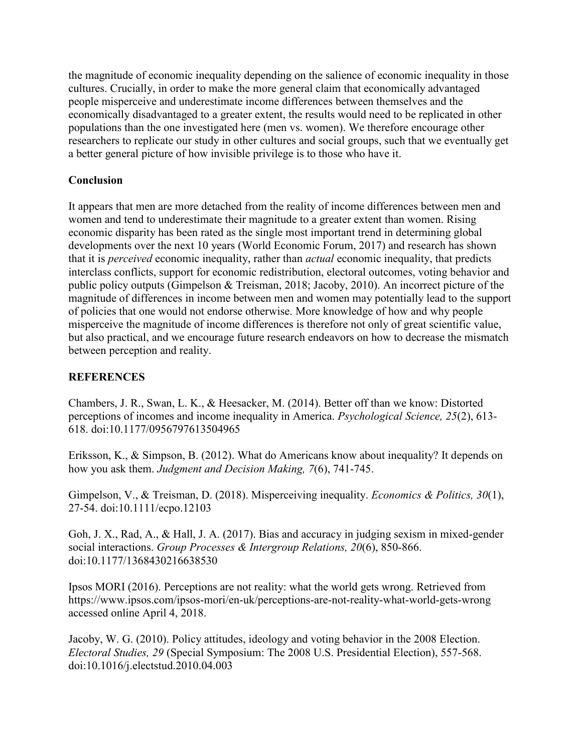the magnitude of economic inequality depending on the salience of economic inequality in those cultures. Crucially, in order to make the more general claim that economically advantaged people misperceive and underestimate income differences between themselves and the economically disadvantaged to a greater extent, the results would need to be replicated in other populations than the one investigated here (men vs. women). We therefore encourage other researchers to replicate our study in other cultures and social groups, such that we eventually get a better general picture of how invisible privilege is to those who have it.

## Conclusion

It appears that men are more detached from the reality of income differences between men and women and tend to underestimate their magnitude to a greater extent than women. Rising economic disparity has been rated as the single most important trend in determining global developments over the next 10 years (World Economic Forum, 2017) and research has shown that it is *perceived* economic inequality, rather than *actual* economic inequality, that predicts interclass conflicts, support for economic redistribution, electoral outcomes, voting behavior and public policy outputs (Gimpelson & Treisman, 2018; Jacoby, 2010). An incorrect picture of the magnitude of differences in income between men and women may potentially lead to the support of policies that one would not endorse otherwise. More knowledge of how and why people misperceive the magnitude of income differences is therefore not only of great scientific value, but also practical, and we encourage future research endeavors on how to decrease the mismatch between perception and reality.

## REFERENCES

Chambers, J. R., Swan, L. K., & Heesacker, M. (2014). Better off than we know: Distorted perceptions of incomes and income inequality in America. *Psychological Science, 25*(2), 613-618. doi:10.1177/0956797613504965

Eriksson, K., & Simpson, B. (2012). What do Americans know about inequality? It depends on how you ask them. *Judgment and Decision Making, 7*(6), 741-745.

Gimpelson, V., & Treisman, D. (2018). Misperceiving inequality. *Economics & Politics, 30*(1), 27-54. doi:10.1111/ecpo.12103

Goh, J. X., Rad, A., & Hall, J. A. (2017). Bias and accuracy in judging sexism in mixed-gender social interactions. *Group Processes & Intergroup Relations, 20*(6), 850-866. doi:10.1177/1368430216638530

Ipsos MORI (2016). Perceptions are not reality: what the world gets wrong. Retrieved from https://www.ipsos.com/ipsos-mori/en-uk/perceptions-are-not-reality-what-world-gets-wrong accessed online April 4, 2018.

Jacoby, W. G. (2010). Policy attitudes, ideology and voting behavior in the 2008 Election. *Electoral Studies, 29* (Special Symposium: The 2008 U.S. Presidential Election), 557-568. doi:10.1016/j.electstud.2010.04.003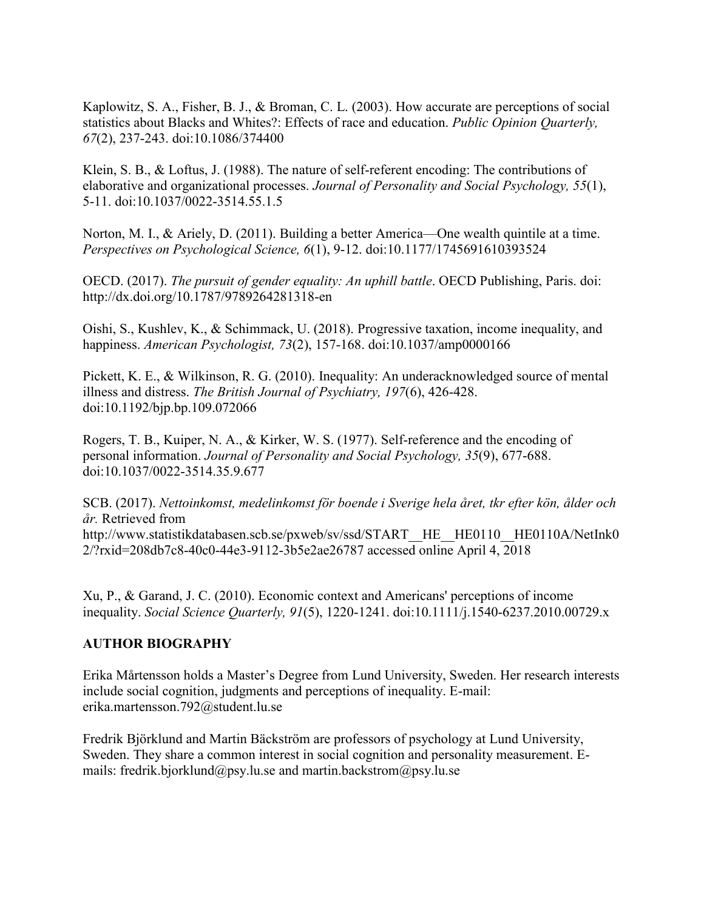Kaplowitz, S. A., Fisher, B. J., & Broman, C. L. (2003). How accurate are perceptions of social statistics about Blacks and Whites?: Effects of race and education. *Public Opinion Quarterly, 67*(2), 237-243. doi:10.1086/374400

Klein, S. B., & Loftus, J. (1988). The nature of self-referent encoding: The contributions of elaborative and organizational processes. *Journal of Personality and Social Psychology, 55*(1), 5-11. doi:10.1037/0022-3514.55.1.5

Norton, M. I., & Ariely, D. (2011). Building a better America—One wealth quintile at a time. *Perspectives on Psychological Science, 6*(1), 9-12. doi:10.1177/1745691610393524

OECD. (2017). *The pursuit of gender equality: An uphill battle*. OECD Publishing, Paris. doi: http://dx.doi.org/10.1787/9789264281318-en

Oishi, S., Kushlev, K., & Schimmack, U. (2018). Progressive taxation, income inequality, and happiness. *American Psychologist, 73*(2), 157-168. doi:10.1037/amp0000166

Pickett, K. E., & Wilkinson, R. G. (2010). Inequality: An underacknowledged source of mental illness and distress. *The British Journal of Psychiatry, 197*(6), 426-428. doi:10.1192/bjp.bp.109.072066

Rogers, T. B., Kuiper, N. A., & Kirker, W. S. (1977). Self-reference and the encoding of personal information. *Journal of Personality and Social Psychology, 35*(9), 677-688. doi:10.1037/0022-3514.35.9.677

SCB. (2017). *Nettoinkomst, medelinkomst för boende i Sverige hela året, tkr efter kön, ålder och år.* Retrieved from http://www.statistikdatabasen.scb.se/pxweb/sv/ssd/START__HE__HE0110__HE0110A/NetInk02/?rxid=208db7c8-40c0-44e3-9112-3b5e2ae26787 accessed online April 4, 2018

Xu, P., & Garand, J. C. (2010). Economic context and Americans' perceptions of income inequality. *Social Science Quarterly, 91*(5), 1220-1241. doi:10.1111/j.1540-6237.2010.00729.x

## AUTHOR BIOGRAPHY

Erika Mårtensson holds a Master's Degree from Lund University, Sweden. Her research interests include social cognition, judgments and perceptions of inequality. E-mail: erika.martensson.792@student.lu.se

Fredrik Björklund and Martin Bäckström are professors of psychology at Lund University, Sweden. They share a common interest in social cognition and personality measurement. E-mails: fredrik.bjorklund@psy.lu.se and martin.backstrom@psy.lu.se